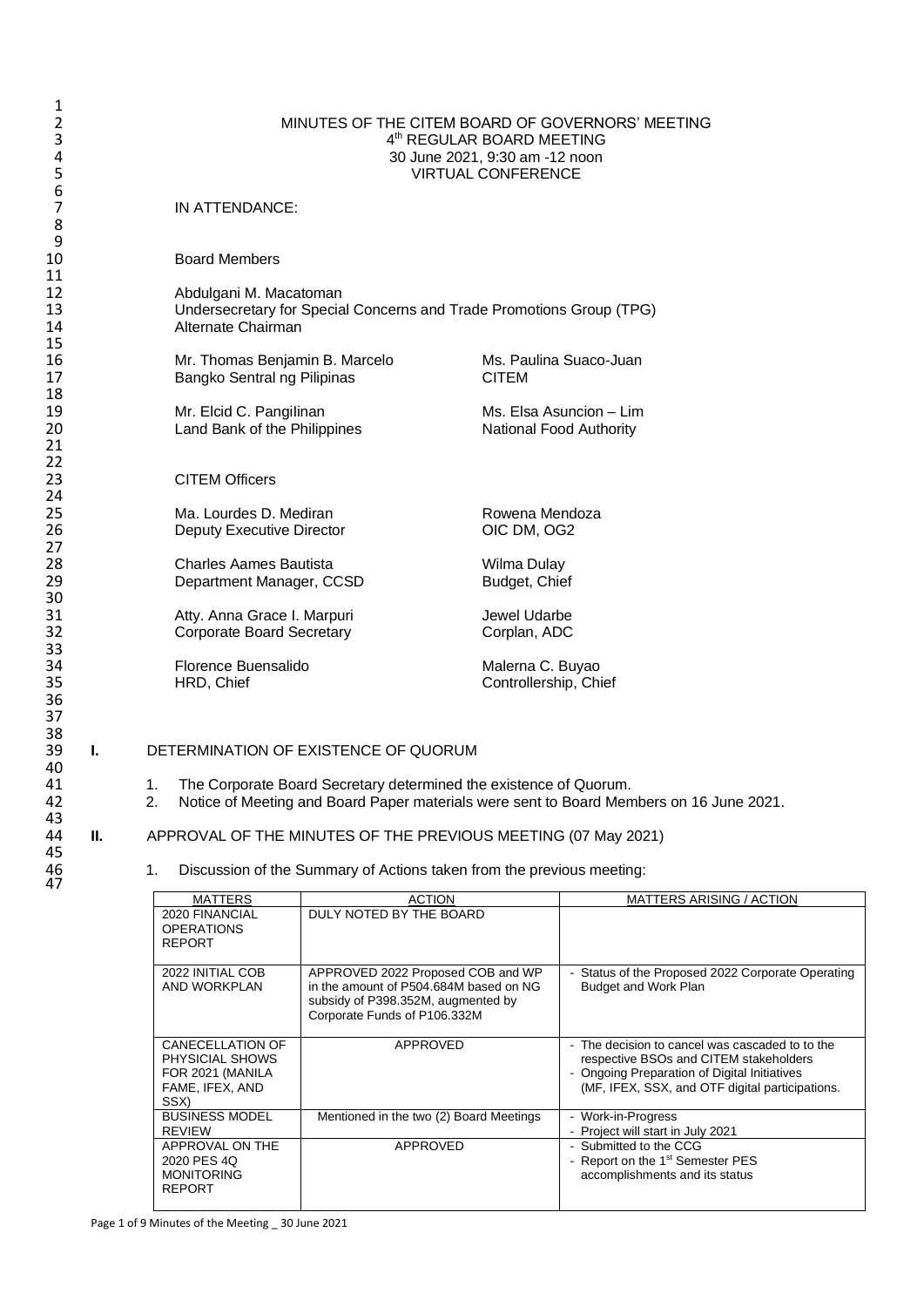# MINUTES OF THE CITEM BOARD OF GOVERNORS' MEETING

4th REGULAR BOARD MEETING
30 June 2021, 9:30 am -12 noon
VIRTUAL CONFERENCE

IN ATTENDANCE:

**Board Members**

Abdulgani M. Macatoman
Undersecretary for Special Concerns and Trade Promotions Group (TPG)
Alternate Chairman

Mr. Thomas Benjamin B. Marcelo
Bangko Sentral ng Pilipinas

Ms. Paulina Suaco-Juan
CITEM

Mr. Elcid C. Pangilinan
Land Bank of the Philippines

Ms. Elsa Asuncion – Lim
National Food Authority

**CITEM Officers**

Ma. Lourdes D. Mediran
Deputy Executive Director

Rowena Mendoza
OIC DM, OG2

Charles Aames Bautista
Department Manager, CCSD

Wilma Dulay
Budget, Chief

Atty. Anna Grace I. Marpuri
Corporate Board Secretary

Jewel Udarbe
Corplan, ADC

Florence Buensalido
HRD, Chief

Malerna C. Buyao
Controllership, Chief

## I. DETERMINATION OF EXISTENCE OF QUORUM

1. The Corporate Board Secretary determined the existence of Quorum.
2. Notice of Meeting and Board Paper materials were sent to Board Members on 16 June 2021.

## II. APPROVAL OF THE MINUTES OF THE PREVIOUS MEETING (07 May 2021)

1. Discussion of the Summary of Actions taken from the previous meeting:

| MATTERS | ACTION | MATTERS ARISING / ACTION |
|---|---|---|
| 2020 FINANCIAL OPERATIONS REPORT | DULY NOTED BY THE BOARD | |
| 2022 INITIAL COB AND WORKPLAN | APPROVED 2022 Proposed COB and WP in the amount of P504.684M based on NG subsidy of P398.352M, augmented by Corporate Funds of P106.332M | - Status of the Proposed 2022 Corporate Operating Budget and Work Plan |
| CANECELLATION OF PHYSICAL SHOWS FOR 2021 (MANILA FAME, IFEX, AND SSX) | APPROVED | - The decision to cancel was cascaded to to the respective BSOs and CITEM stakeholders<br>- Ongoing Preparation of Digital Initiatives (MF, IFEX, SSX, and OTF digital participations. |
| BUSINESS MODEL REVIEW | Mentioned in the two (2) Board Meetings | - Work-in-Progress<br>- Project will start in July 2021 |
| APPROVAL ON THE 2020 PES 4Q MONITORING REPORT | APPROVED | - Submitted to the CCG<br>- Report on the 1st Semester PES accomplishments and its status |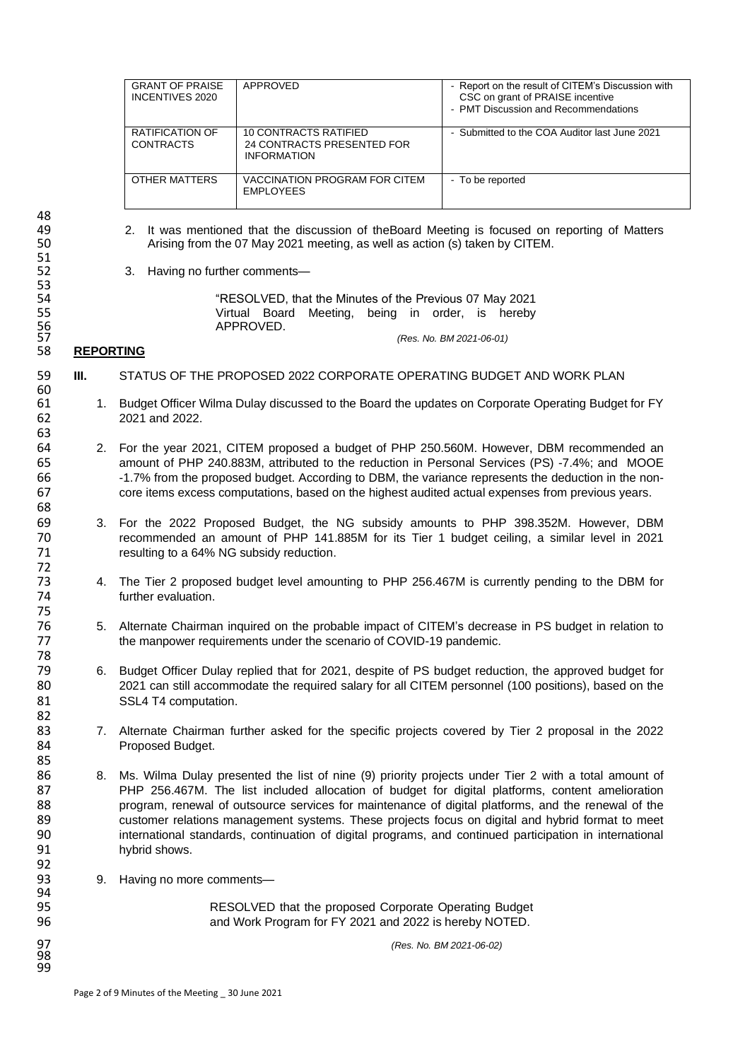| GRANT OF PRAISE INCENTIVES 2020 | APPROVED | - Report on the result of CITEM's Discussion with CSC on grant of PRAISE incentive<br>- PMT Discussion and Recommendations |
|---|---|---|
| RATIFICATION OF CONTRACTS | 10 CONTRACTS RATIFIED<br>24 CONTRACTS PRESENTED FOR INFORMATION | - Submitted to the COA Auditor last June 2021 |
| OTHER MATTERS | VACCINATION PROGRAM FOR CITEM EMPLOYEES | - To be reported |

2. It was mentioned that the discussion of theBoard Meeting is focused on reporting of Matters Arising from the 07 May 2021 meeting, as well as action (s) taken by CITEM.

3. Having no further comments—

> "RESOLVED, that the Minutes of the Previous 07 May 2021 Virtual Board Meeting, being in order, is hereby APPROVED.
>
> *(Res. No. BM 2021-06-01)*

**REPORTING**

**III.** STATUS OF THE PROPOSED 2022 CORPORATE OPERATING BUDGET AND WORK PLAN

1. Budget Officer Wilma Dulay discussed to the Board the updates on Corporate Operating Budget for FY 2021 and 2022.

2. For the year 2021, CITEM proposed a budget of PHP 250.560M. However, DBM recommended an amount of PHP 240.883M, attributed to the reduction in Personal Services (PS) -7.4%; and MOOE -1.7% from the proposed budget. According to DBM, the variance represents the deduction in the non-core items excess computations, based on the highest audited actual expenses from previous years.

3. For the 2022 Proposed Budget, the NG subsidy amounts to PHP 398.352M. However, DBM recommended an amount of PHP 141.885M for its Tier 1 budget ceiling, a similar level in 2021 resulting to a 64% NG subsidy reduction.

4. The Tier 2 proposed budget level amounting to PHP 256.467M is currently pending to the DBM for further evaluation.

5. Alternate Chairman inquired on the probable impact of CITEM's decrease in PS budget in relation to the manpower requirements under the scenario of COVID-19 pandemic.

6. Budget Officer Dulay replied that for 2021, despite of PS budget reduction, the approved budget for 2021 can still accommodate the required salary for all CITEM personnel (100 positions), based on the SSL4 T4 computation.

7. Alternate Chairman further asked for the specific projects covered by Tier 2 proposal in the 2022 Proposed Budget.

8. Ms. Wilma Dulay presented the list of nine (9) priority projects under Tier 2 with a total amount of PHP 256.467M. The list included allocation of budget for digital platforms, content amelioration program, renewal of outsource services for maintenance of digital platforms, and the renewal of the customer relations management systems. These projects focus on digital and hybrid format to meet international standards, continuation of digital programs, and continued participation in international hybrid shows.

9. Having no more comments—

> RESOLVED that the proposed Corporate Operating Budget and Work Program for FY 2021 and 2022 is hereby NOTED.
>
> *(Res. No. BM 2021-06-02)*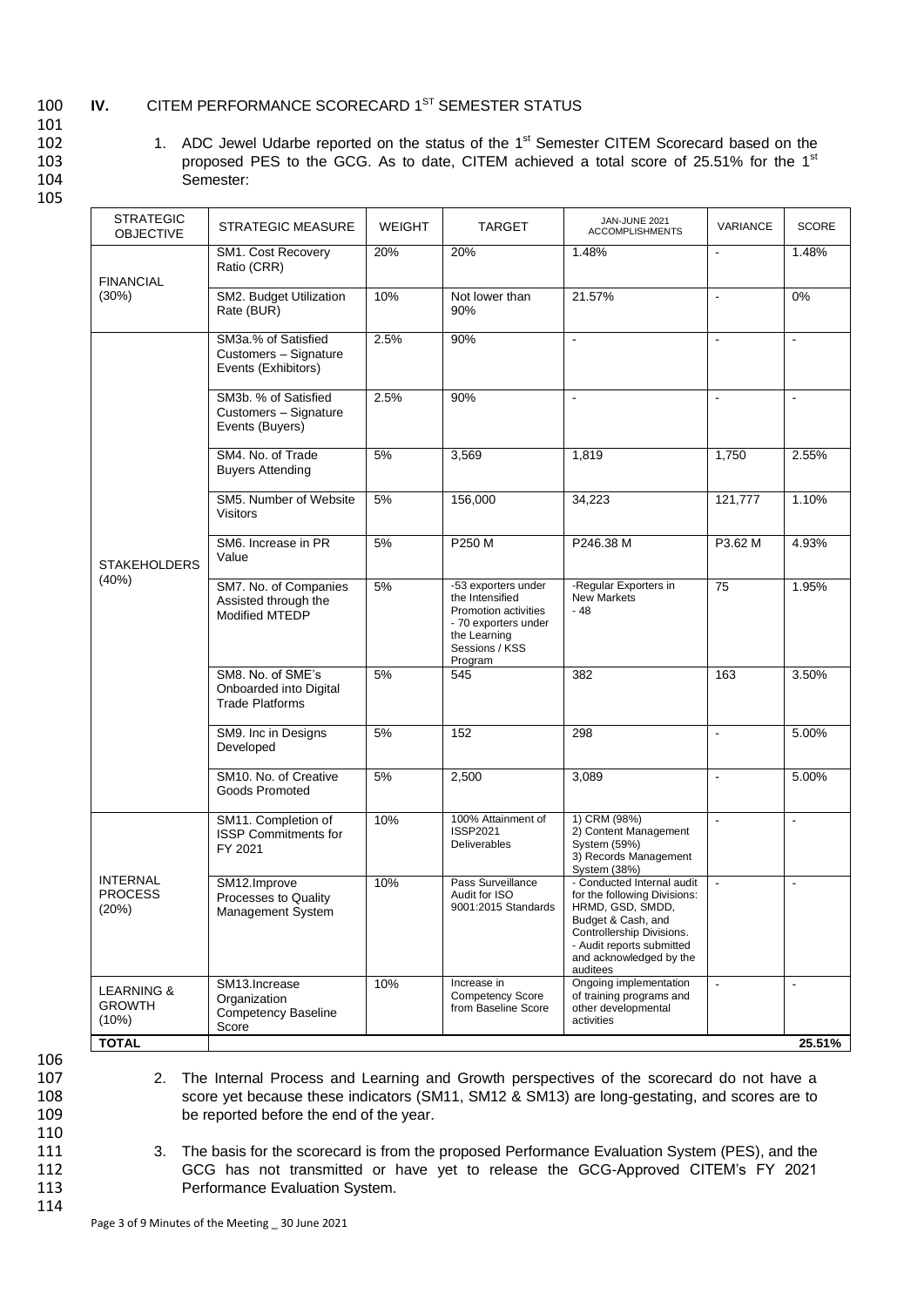## IV. CITEM PERFORMANCE SCORECARD 1ST SEMESTER STATUS

1. ADC Jewel Udarbe reported on the status of the 1st Semester CITEM Scorecard based on the proposed PES to the GCG. As to date, CITEM achieved a total score of 25.51% for the 1st Semester:

| STRATEGIC OBJECTIVE | STRATEGIC MEASURE | WEIGHT | TARGET | JAN-JUNE 2021 ACCOMPLISHMENTS | VARIANCE | SCORE |
|---|---|---|---|---|---|---|
| FINANCIAL (30%) | SM1. Cost Recovery Ratio (CRR) | 20% | 20% | 1.48% | - | 1.48% |
| | SM2. Budget Utilization Rate (BUR) | 10% | Not lower than 90% | 21.57% | - | 0% |
| STAKEHOLDERS (40%) | SM3a.% of Satisfied Customers – Signature Events (Exhibitors) | 2.5% | 90% | - | - | - |
| | SM3b. % of Satisfied Customers – Signature Events (Buyers) | 2.5% | 90% | - | - | - |
| | SM4. No. of Trade Buyers Attending | 5% | 3,569 | 1,819 | 1,750 | 2.55% |
| | SM5. Number of Website Visitors | 5% | 156,000 | 34,223 | 121,777 | 1.10% |
| | SM6. Increase in PR Value | 5% | P250 M | P246.38 M | P3.62 M | 4.93% |
| | SM7. No. of Companies Assisted through the Modified MTEDP | 5% | -53 exporters under the Intensified Promotion activities - 70 exporters under the Learning Sessions / KSS Program | -Regular Exporters in New Markets - 48 | 75 | 1.95% |
| | SM8. No. of SME's Onboarded into Digital Trade Platforms | 5% | 545 | 382 | 163 | 3.50% |
| | SM9. Inc in Designs Developed | 5% | 152 | 298 | - | 5.00% |
| | SM10. No. of Creative Goods Promoted | 5% | 2,500 | 3,089 | - | 5.00% |
| INTERNAL PROCESS (20%) | SM11. Completion of ISSP Commitments for FY 2021 | 10% | 100% Attainment of ISSP2021 Deliverables | 1) CRM (98%) 2) Content Management System (59%) 3) Records Management System (38%) | - | - |
| | SM12.Improve Processes to Quality Management System | 10% | Pass Surveillance Audit for ISO 9001:2015 Standards | - Conducted Internal audit for the following Divisions: HRMD, GSD, SMDD, Budget & Cash, and Controllership Divisions. - Audit reports submitted and acknowledged by the auditees | - | - |
| LEARNING & GROWTH (10%) | SM13.Increase Organization Competency Baseline Score | 10% | Increase in Competency Score from Baseline Score | Ongoing implementation of training programs and other developmental activities | - | - |
| **TOTAL** | | | | | | **25.51%** |

2. The Internal Process and Learning and Growth perspectives of the scorecard do not have a score yet because these indicators (SM11, SM12 & SM13) are long-gestating, and scores are to be reported before the end of the year.

3. The basis for the scorecard is from the proposed Performance Evaluation System (PES), and the GCG has not transmitted or have yet to release the GCG-Approved CITEM's FY 2021 Performance Evaluation System.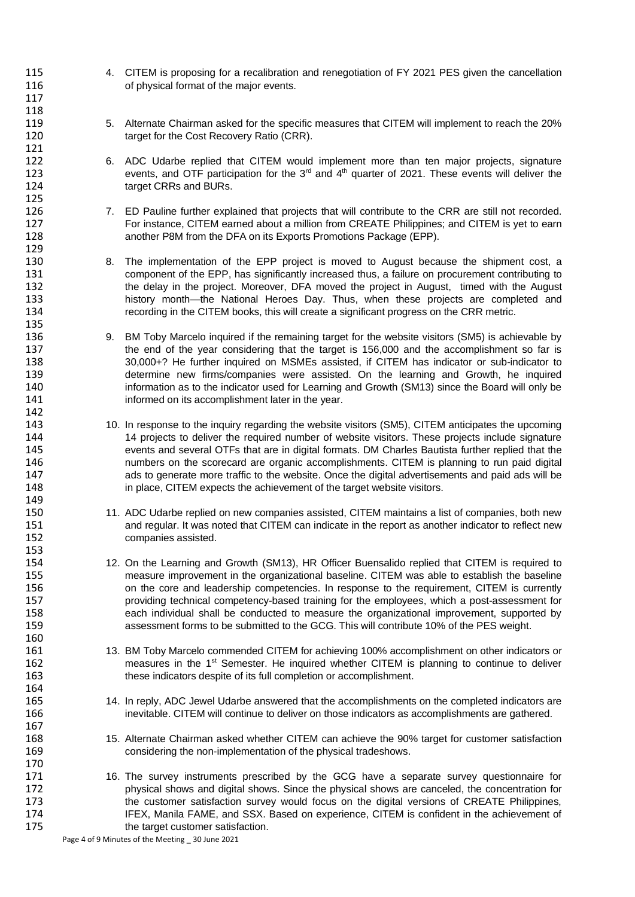4. CITEM is proposing for a recalibration and renegotiation of FY 2021 PES given the cancellation of physical format of the major events.

5. Alternate Chairman asked for the specific measures that CITEM will implement to reach the 20% target for the Cost Recovery Ratio (CRR).

6. ADC Udarbe replied that CITEM would implement more than ten major projects, signature events, and OTF participation for the 3rd and 4th quarter of 2021. These events will deliver the target CRRs and BURs.

7. ED Pauline further explained that projects that will contribute to the CRR are still not recorded. For instance, CITEM earned about a million from CREATE Philippines; and CITEM is yet to earn another P8M from the DFA on its Exports Promotions Package (EPP).

8. The implementation of the EPP project is moved to August because the shipment cost, a component of the EPP, has significantly increased thus, a failure on procurement contributing to the delay in the project. Moreover, DFA moved the project in August, timed with the August history month—the National Heroes Day. Thus, when these projects are completed and recording in the CITEM books, this will create a significant progress on the CRR metric.

9. BM Toby Marcelo inquired if the remaining target for the website visitors (SM5) is achievable by the end of the year considering that the target is 156,000 and the accomplishment so far is 30,000+? He further inquired on MSMEs assisted, if CITEM has indicator or sub-indicator to determine new firms/companies were assisted. On the learning and Growth, he inquired information as to the indicator used for Learning and Growth (SM13) since the Board will only be informed on its accomplishment later in the year.

10. In response to the inquiry regarding the website visitors (SM5), CITEM anticipates the upcoming 14 projects to deliver the required number of website visitors. These projects include signature events and several OTFs that are in digital formats. DM Charles Bautista further replied that the numbers on the scorecard are organic accomplishments. CITEM is planning to run paid digital ads to generate more traffic to the website. Once the digital advertisements and paid ads will be in place, CITEM expects the achievement of the target website visitors.

11. ADC Udarbe replied on new companies assisted, CITEM maintains a list of companies, both new and regular. It was noted that CITEM can indicate in the report as another indicator to reflect new companies assisted.

12. On the Learning and Growth (SM13), HR Officer Buensalido replied that CITEM is required to measure improvement in the organizational baseline. CITEM was able to establish the baseline on the core and leadership competencies. In response to the requirement, CITEM is currently providing technical competency-based training for the employees, which a post-assessment for each individual shall be conducted to measure the organizational improvement, supported by assessment forms to be submitted to the GCG. This will contribute 10% of the PES weight.

13. BM Toby Marcelo commended CITEM for achieving 100% accomplishment on other indicators or measures in the 1st Semester. He inquired whether CITEM is planning to continue to deliver these indicators despite of its full completion or accomplishment.

14. In reply, ADC Jewel Udarbe answered that the accomplishments on the completed indicators are inevitable. CITEM will continue to deliver on those indicators as accomplishments are gathered.

15. Alternate Chairman asked whether CITEM can achieve the 90% target for customer satisfaction considering the non-implementation of the physical tradeshows.

16. The survey instruments prescribed by the GCG have a separate survey questionnaire for physical shows and digital shows. Since the physical shows are canceled, the concentration for the customer satisfaction survey would focus on the digital versions of CREATE Philippines, IFEX, Manila FAME, and SSX. Based on experience, CITEM is confident in the achievement of the target customer satisfaction.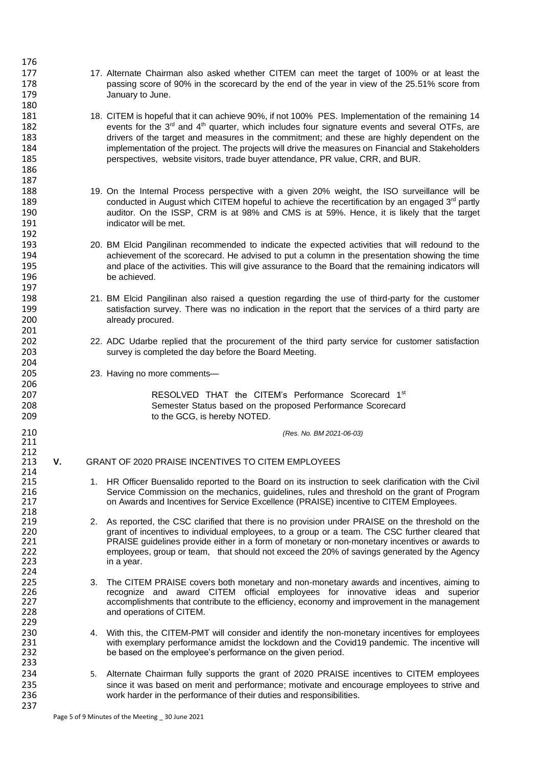17. Alternate Chairman also asked whether CITEM can meet the target of 100% or at least the passing score of 90% in the scorecard by the end of the year in view of the 25.51% score from January to June.

18. CITEM is hopeful that it can achieve 90%, if not 100% PES. Implementation of the remaining 14 events for the 3rd and 4th quarter, which includes four signature events and several OTFs, are drivers of the target and measures in the commitment; and these are highly dependent on the implementation of the project. The projects will drive the measures on Financial and Stakeholders perspectives, website visitors, trade buyer attendance, PR value, CRR, and BUR.

19. On the Internal Process perspective with a given 20% weight, the ISO surveillance will be conducted in August which CITEM hopeful to achieve the recertification by an engaged 3rd partly auditor. On the ISSP, CRM is at 98% and CMS is at 59%. Hence, it is likely that the target indicator will be met.

20. BM Elcid Pangilinan recommended to indicate the expected activities that will redound to the achievement of the scorecard. He advised to put a column in the presentation showing the time and place of the activities. This will give assurance to the Board that the remaining indicators will be achieved.

21. BM Elcid Pangilinan also raised a question regarding the use of third-party for the customer satisfaction survey. There was no indication in the report that the services of a third party are already procured.

22. ADC Udarbe replied that the procurement of the third party service for customer satisfaction survey is completed the day before the Board Meeting.

23. Having no more comments—

> RESOLVED THAT the CITEM's Performance Scorecard 1st Semester Status based on the proposed Performance Scorecard to the GCG, is hereby NOTED.

*(Res. No. BM 2021-06-03)*

## V. GRANT OF 2020 PRAISE INCENTIVES TO CITEM EMPLOYEES

1. HR Officer Buensalido reported to the Board on its instruction to seek clarification with the Civil Service Commission on the mechanics, guidelines, rules and threshold on the grant of Program on Awards and Incentives for Service Excellence (PRAISE) incentive to CITEM Employees.

2. As reported, the CSC clarified that there is no provision under PRAISE on the threshold on the grant of incentives to individual employees, to a group or a team. The CSC further cleared that PRAISE guidelines provide either in a form of monetary or non-monetary incentives or awards to employees, group or team, that should not exceed the 20% of savings generated by the Agency in a year.

3. The CITEM PRAISE covers both monetary and non-monetary awards and incentives, aiming to recognize and award CITEM official employees for innovative ideas and superior accomplishments that contribute to the efficiency, economy and improvement in the management and operations of CITEM.

4. With this, the CITEM-PMT will consider and identify the non-monetary incentives for employees with exemplary performance amidst the lockdown and the Covid19 pandemic. The incentive will be based on the employee's performance on the given period.

5. Alternate Chairman fully supports the grant of 2020 PRAISE incentives to CITEM employees since it was based on merit and performance; motivate and encourage employees to strive and work harder in the performance of their duties and responsibilities.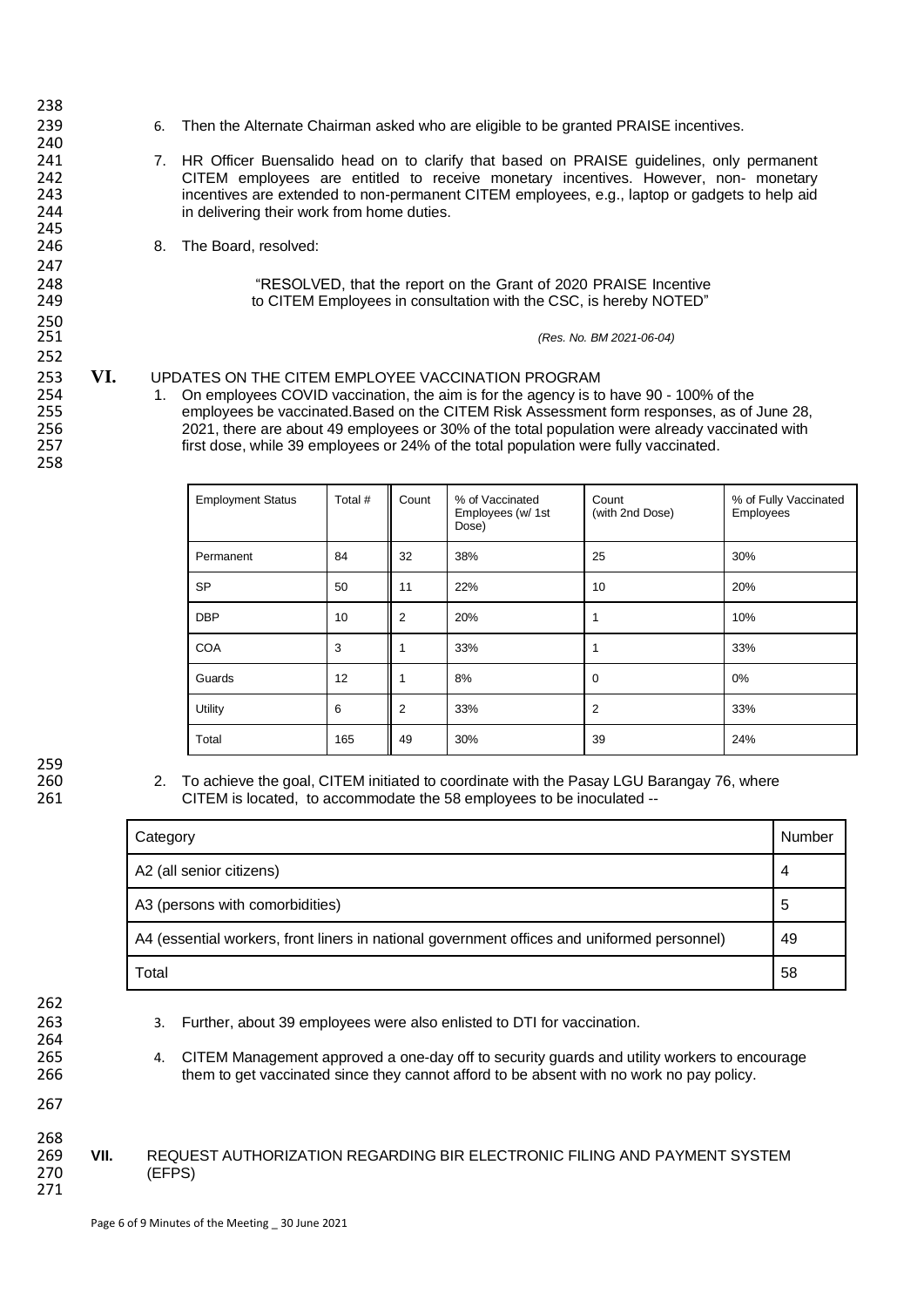6. Then the Alternate Chairman asked who are eligible to be granted PRAISE incentives.

7. HR Officer Buensalido head on to clarify that based on PRAISE guidelines, only permanent CITEM employees are entitled to receive monetary incentives. However, non- monetary incentives are extended to non-permanent CITEM employees, e.g., laptop or gadgets to help aid in delivering their work from home duties.

8. The Board, resolved:

"RESOLVED, that the report on the Grant of 2020 PRAISE Incentive to CITEM Employees in consultation with the CSC, is hereby NOTED"

*(Res. No. BM 2021-06-04)*

## VI. UPDATES ON THE CITEM EMPLOYEE VACCINATION PROGRAM

1. On employees COVID vaccination, the aim is for the agency is to have 90 - 100% of the employees be vaccinated.Based on the CITEM Risk Assessment form responses, as of June 28, 2021, there are about 49 employees or 30% of the total population were already vaccinated with first dose, while 39 employees or 24% of the total population were fully vaccinated.

| Employment Status | Total # | Count | % of Vaccinated Employees (w/ 1st Dose) | Count (with 2nd Dose) | % of Fully Vaccinated Employees |
|---|---|---|---|---|---|
| Permanent | 84 | 32 | 38% | 25 | 30% |
| SP | 50 | 11 | 22% | 10 | 20% |
| DBP | 10 | 2 | 20% | 1 | 10% |
| COA | 3 | 1 | 33% | 1 | 33% |
| Guards | 12 | 1 | 8% | 0 | 0% |
| Utility | 6 | 2 | 33% | 2 | 33% |
| Total | 165 | 49 | 30% | 39 | 24% |

2. To achieve the goal, CITEM initiated to coordinate with the Pasay LGU Barangay 76, where CITEM is located, to accommodate the 58 employees to be inoculated --

| Category | Number |
|---|---|
| A2 (all senior citizens) | 4 |
| A3 (persons with comorbidities) | 5 |
| A4 (essential workers, front liners in national government offices and uniformed personnel) | 49 |
| Total | 58 |

3. Further, about 39 employees were also enlisted to DTI for vaccination.

4. CITEM Management approved a one-day off to security guards and utility workers to encourage them to get vaccinated since they cannot afford to be absent with no work no pay policy.

## VII. REQUEST AUTHORIZATION REGARDING BIR ELECTRONIC FILING AND PAYMENT SYSTEM (EFPS)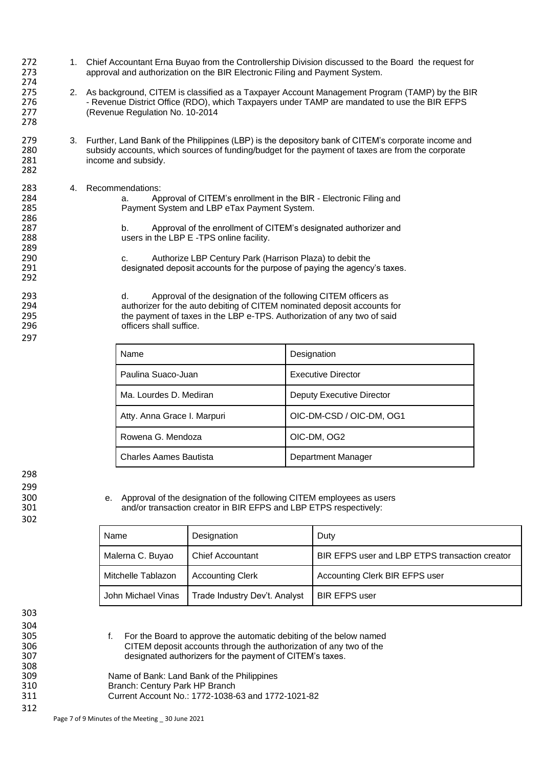1. Chief Accountant Erna Buyao from the Controllership Division discussed to the Board the request for approval and authorization on the BIR Electronic Filing and Payment System.

2. As background, CITEM is classified as a Taxpayer Account Management Program (TAMP) by the BIR - Revenue District Office (RDO), which Taxpayers under TAMP are mandated to use the BIR EFPS (Revenue Regulation No. 10-2014

3. Further, Land Bank of the Philippines (LBP) is the depository bank of CITEM's corporate income and subsidy accounts, which sources of funding/budget for the payment of taxes are from the corporate income and subsidy.

4. Recommendations:

   a. Approval of CITEM's enrollment in the BIR - Electronic Filing and Payment System and LBP eTax Payment System.

   b. Approval of the enrollment of CITEM's designated authorizer and users in the LBP E -TPS online facility.

   c. Authorize LBP Century Park (Harrison Plaza) to debit the designated deposit accounts for the purpose of paying the agency's taxes.

   d. Approval of the designation of the following CITEM officers as authorizer for the auto debiting of CITEM nominated deposit accounts for the payment of taxes in the LBP e-TPS. Authorization of any two of said officers shall suffice.

| Name | Designation |
|---|---|
| Paulina Suaco-Juan | Executive Director |
| Ma. Lourdes D. Mediran | Deputy Executive Director |
| Atty. Anna Grace I. Marpuri | OIC-DM-CSD / OIC-DM, OG1 |
| Rowena G. Mendoza | OIC-DM, OG2 |
| Charles Aames Bautista | Department Manager |

   e. Approval of the designation of the following CITEM employees as users and/or transaction creator in BIR EFPS and LBP ETPS respectively:

| Name | Designation | Duty |
|---|---|---|
| Malerna C. Buyao | Chief Accountant | BIR EFPS user and LBP ETPS transaction creator |
| Mitchelle Tablazon | Accounting Clerk | Accounting Clerk BIR EFPS user |
| John Michael Vinas | Trade Industry Dev't. Analyst | BIR EFPS user |

   f. For the Board to approve the automatic debiting of the below named CITEM deposit accounts through the authorization of any two of the designated authorizers for the payment of CITEM's taxes.

   Name of Bank: Land Bank of the Philippines
   Branch: Century Park HP Branch
   Current Account No.: 1772-1038-63 and 1772-1021-82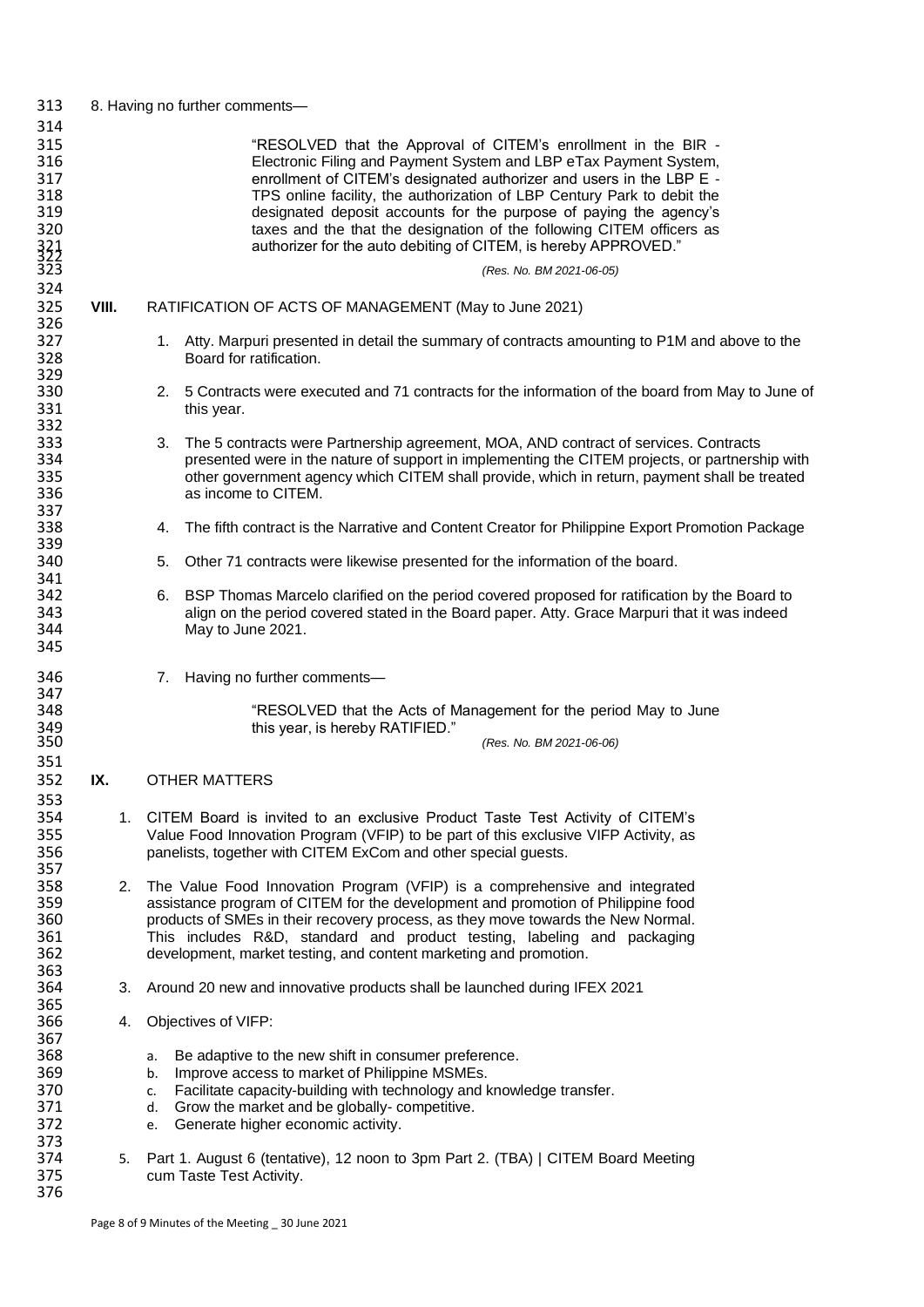8. Having no further comments—

> "RESOLVED that the Approval of CITEM's enrollment in the BIR - Electronic Filing and Payment System and LBP eTax Payment System, enrollment of CITEM's designated authorizer and users in the LBP E - TPS online facility, the authorization of LBP Century Park to debit the designated deposit accounts for the purpose of paying the agency's taxes and the that the designation of the following CITEM officers as authorizer for the auto debiting of CITEM, is hereby APPROVED."
>
> *(Res. No. BM 2021-06-05)*

## VIII. RATIFICATION OF ACTS OF MANAGEMENT (May to June 2021)

1. Atty. Marpuri presented in detail the summary of contracts amounting to P1M and above to the Board for ratification.

2. 5 Contracts were executed and 71 contracts for the information of the board from May to June of this year.

3. The 5 contracts were Partnership agreement, MOA, AND contract of services. Contracts presented were in the nature of support in implementing the CITEM projects, or partnership with other government agency which CITEM shall provide, which in return, payment shall be treated as income to CITEM.

4. The fifth contract is the Narrative and Content Creator for Philippine Export Promotion Package

5. Other 71 contracts were likewise presented for the information of the board.

6. BSP Thomas Marcelo clarified on the period covered proposed for ratification by the Board to align on the period covered stated in the Board paper. Atty. Grace Marpuri that it was indeed May to June 2021.

7. Having no further comments—

> "RESOLVED that the Acts of Management for the period May to June this year, is hereby RATIFIED."
>
> *(Res. No. BM 2021-06-06)*

## IX. OTHER MATTERS

1. CITEM Board is invited to an exclusive Product Taste Test Activity of CITEM's Value Food Innovation Program (VFIP) to be part of this exclusive VIFP Activity, as panelists, together with CITEM ExCom and other special guests.

2. The Value Food Innovation Program (VFIP) is a comprehensive and integrated assistance program of CITEM for the development and promotion of Philippine food products of SMEs in their recovery process, as they move towards the New Normal. This includes R&D, standard and product testing, labeling and packaging development, market testing, and content marketing and promotion.

3. Around 20 new and innovative products shall be launched during IFEX 2021

4. Objectives of VIFP:

   a. Be adaptive to the new shift in consumer preference.
   b. Improve access to market of Philippine MSMEs.
   c. Facilitate capacity-building with technology and knowledge transfer.
   d. Grow the market and be globally- competitive.
   e. Generate higher economic activity.

5. Part 1. August 6 (tentative), 12 noon to 3pm Part 2. (TBA) | CITEM Board Meeting cum Taste Test Activity.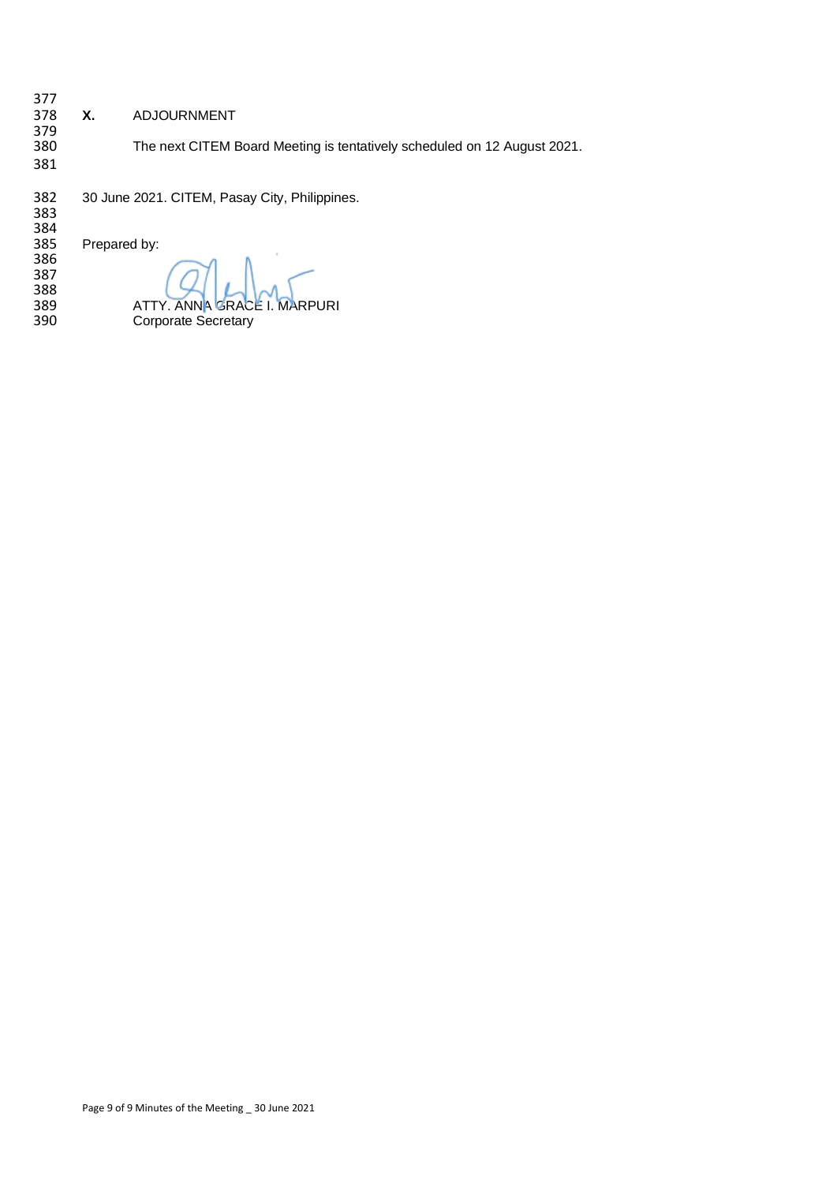## X. ADJOURNMENT

The next CITEM Board Meeting is tentatively scheduled on 12 August 2021.

30 June 2021. CITEM, Pasay City, Philippines.

Prepared by:

ATTY. ANNA GRACE I. MARPURI
Corporate Secretary